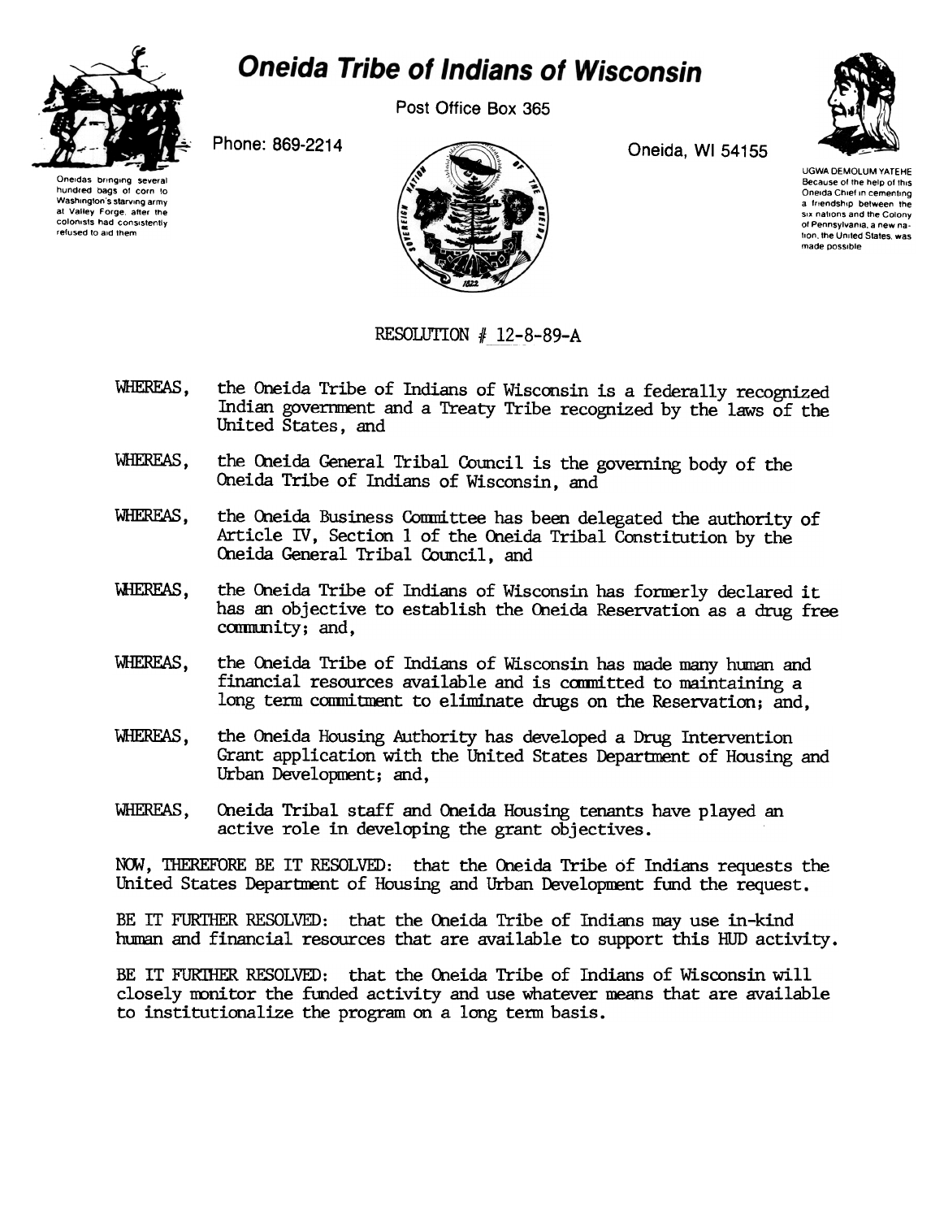# Oneida Tribe of Indians of Wisconsin

Post Office Box 365

Phone: 869-2214

Oneida, WI 54155

Oneidas bringing several hundred bags of corn to Washington's starving army at Valley Forge, after the colonists had consistently refused to aid them

UGWA DEMOLUM YATEHE
Because of the help of this Oneida Chief in cementing a friendship between the six nations and the Colony of Pennsylvania, a new nation, the United States, was made possible

RESOLUTION # 12-8-89-A

WHEREAS, the Oneida Tribe of Indians of Wisconsin is a federally recognized Indian government and a Treaty Tribe recognized by the laws of the United States, and

WHEREAS, the Oneida General Tribal Council is the governing body of the Oneida Tribe of Indians of Wisconsin, and

WHEREAS, the Oneida Business Committee has been delegated the authority of Article IV, Section 1 of the Oneida Tribal Constitution by the Oneida General Tribal Council, and

WHEREAS, the Oneida Tribe of Indians of Wisconsin has formerly declared it has an objective to establish the Oneida Reservation as a drug free community; and,

WHEREAS, the Oneida Tribe of Indians of Wisconsin has made many human and financial resources available and is committed to maintaining a long term commitment to eliminate drugs on the Reservation; and,

WHEREAS, the Oneida Housing Authority has developed a Drug Intervention Grant application with the United States Department of Housing and Urban Development; and,

WHEREAS, Oneida Tribal staff and Oneida Housing tenants have played an active role in developing the grant objectives.

NOW, THEREFORE BE IT RESOLVED: that the Oneida Tribe of Indians requests the United States Department of Housing and Urban Development fund the request.

BE IT FURTHER RESOLVED: that the Oneida Tribe of Indians may use in-kind human and financial resources that are available to support this HUD activity.

BE IT FURTHER RESOLVED: that the Oneida Tribe of Indians of Wisconsin will closely monitor the funded activity and use whatever means that are available to institutionalize the program on a long term basis.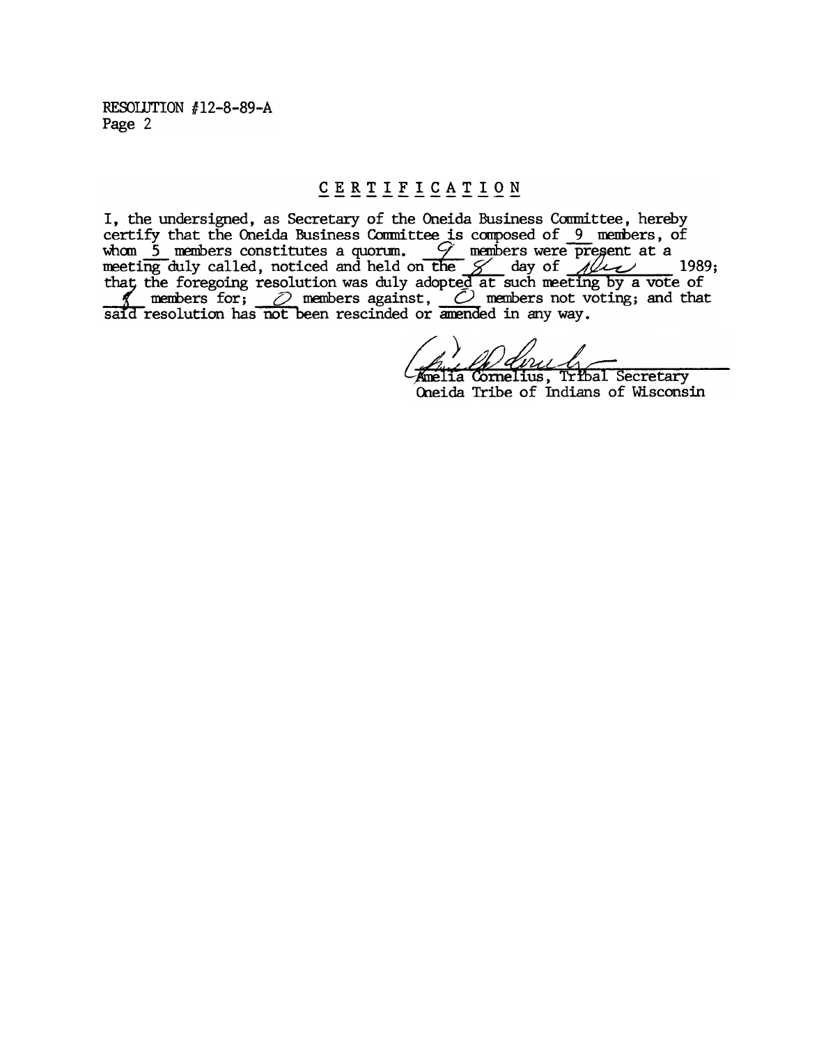RESOLUTION #12-8-89-A
Page 2

## CERTIFICATION

I, the undersigned, as Secretary of the Oneida Business Committee, hereby certify that the Oneida Business Committee is composed of 9 members, of whom 5 members constitutes a quorum. 9 members were present at a meeting duly called, noticed and held on the 8 day of Dec 1989; that the foregoing resolution was duly adopted at such meeting by a vote of 8 members for; 0 members against, 0 members not voting; and that said resolution has not been rescinded or amended in any way.

Amelia Cornelius, Tribal Secretary
Oneida Tribe of Indians of Wisconsin